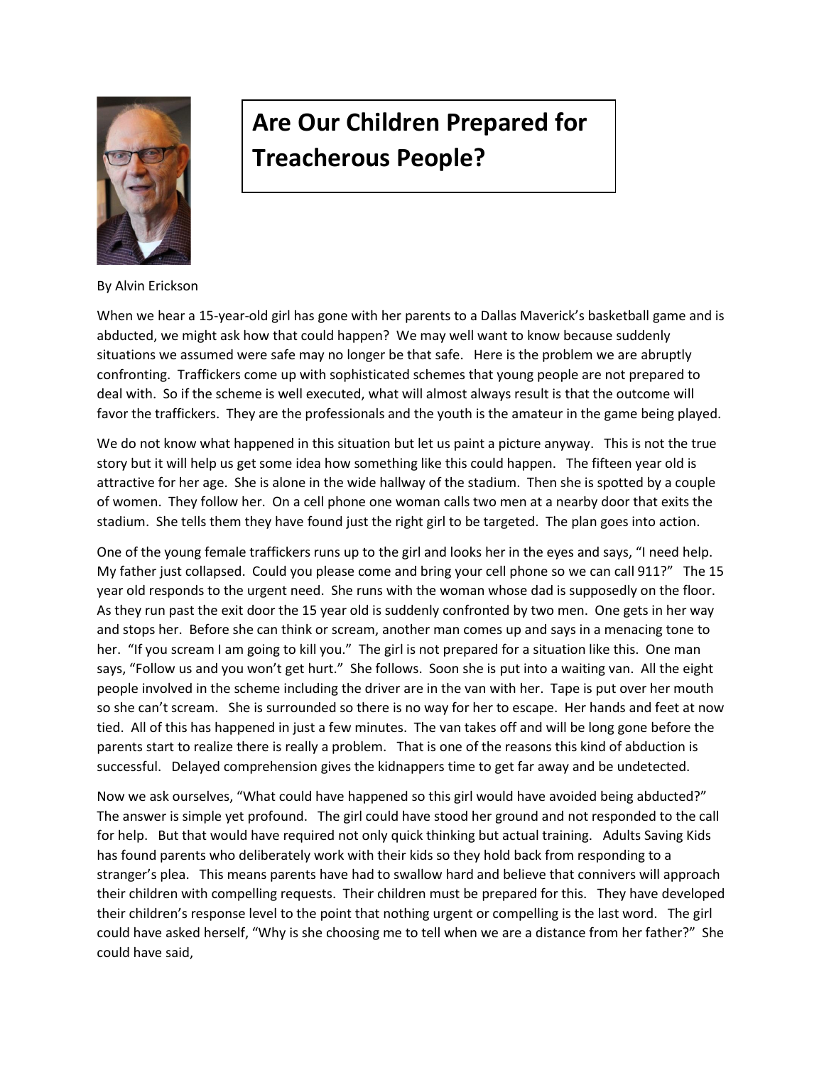# Are Our Children Prepared for Treacherous People?

By Alvin Erickson

When we hear a 15-year-old girl has gone with her parents to a Dallas Maverick's basketball game and is abducted, we might ask how that could happen? We may well want to know because suddenly situations we assumed were safe may no longer be that safe. Here is the problem we are abruptly confronting. Traffickers come up with sophisticated schemes that young people are not prepared to deal with. So if the scheme is well executed, what will almost always result is that the outcome will favor the traffickers. They are the professionals and the youth is the amateur in the game being played.

We do not know what happened in this situation but let us paint a picture anyway. This is not the true story but it will help us get some idea how something like this could happen. The fifteen year old is attractive for her age. She is alone in the wide hallway of the stadium. Then she is spotted by a couple of women. They follow her. On a cell phone one woman calls two men at a nearby door that exits the stadium. She tells them they have found just the right girl to be targeted. The plan goes into action.

One of the young female traffickers runs up to the girl and looks her in the eyes and says, "I need help. My father just collapsed. Could you please come and bring your cell phone so we can call 911?" The 15 year old responds to the urgent need. She runs with the woman whose dad is supposedly on the floor. As they run past the exit door the 15 year old is suddenly confronted by two men. One gets in her way and stops her. Before she can think or scream, another man comes up and says in a menacing tone to her. "If you scream I am going to kill you." The girl is not prepared for a situation like this. One man says, "Follow us and you won't get hurt." She follows. Soon she is put into a waiting van. All the eight people involved in the scheme including the driver are in the van with her. Tape is put over her mouth so she can't scream. She is surrounded so there is no way for her to escape. Her hands and feet at now tied. All of this has happened in just a few minutes. The van takes off and will be long gone before the parents start to realize there is really a problem. That is one of the reasons this kind of abduction is successful. Delayed comprehension gives the kidnappers time to get far away and be undetected.

Now we ask ourselves, "What could have happened so this girl would have avoided being abducted?" The answer is simple yet profound. The girl could have stood her ground and not responded to the call for help. But that would have required not only quick thinking but actual training. Adults Saving Kids has found parents who deliberately work with their kids so they hold back from responding to a stranger's plea. This means parents have had to swallow hard and believe that connivers will approach their children with compelling requests. Their children must be prepared for this. They have developed their children's response level to the point that nothing urgent or compelling is the last word. The girl could have asked herself, "Why is she choosing me to tell when we are a distance from her father?" She could have said,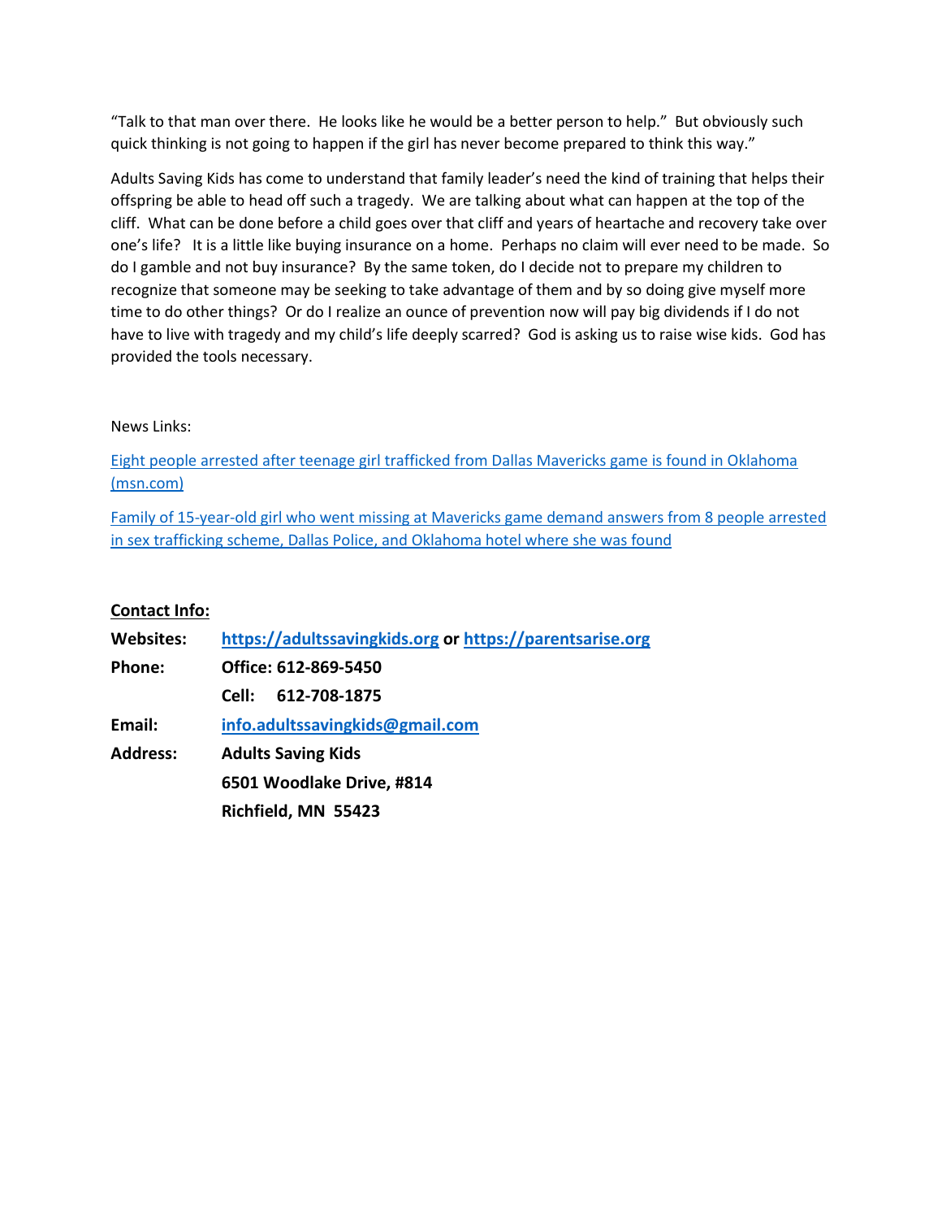"Talk to that man over there. He looks like he would be a better person to help." But obviously such quick thinking is not going to happen if the girl has never become prepared to think this way."

Adults Saving Kids has come to understand that family leader's need the kind of training that helps their offspring be able to head off such a tragedy. We are talking about what can happen at the top of the cliff. What can be done before a child goes over that cliff and years of heartache and recovery take over one's life? It is a little like buying insurance on a home. Perhaps no claim will ever need to be made. So do I gamble and not buy insurance? By the same token, do I decide not to prepare my children to recognize that someone may be seeking to take advantage of them and by so doing give myself more time to do other things? Or do I realize an ounce of prevention now will pay big dividends if I do not have to live with tragedy and my child's life deeply scarred? God is asking us to raise wise kids. God has provided the tools necessary.

News Links:

Eight people arrested after teenage girl trafficked from Dallas Mavericks game is found in Oklahoma (msn.com)

Family of 15-year-old girl who went missing at Mavericks game demand answers from 8 people arrested in sex trafficking scheme, Dallas Police, and Oklahoma hotel where she was found

**Contact Info:**

| | |
|---|---|
| **Websites:** | **https://adultssavingkids.org or https://parentsarise.org** |
| **Phone:** | **Office: 612-869-5450** |
| | **Cell: 612-708-1875** |
| **Email:** | **info.adultssavingkids@gmail.com** |
| **Address:** | **Adults Saving Kids** |
| | **6501 Woodlake Drive, #814** |
| | **Richfield, MN 55423** |